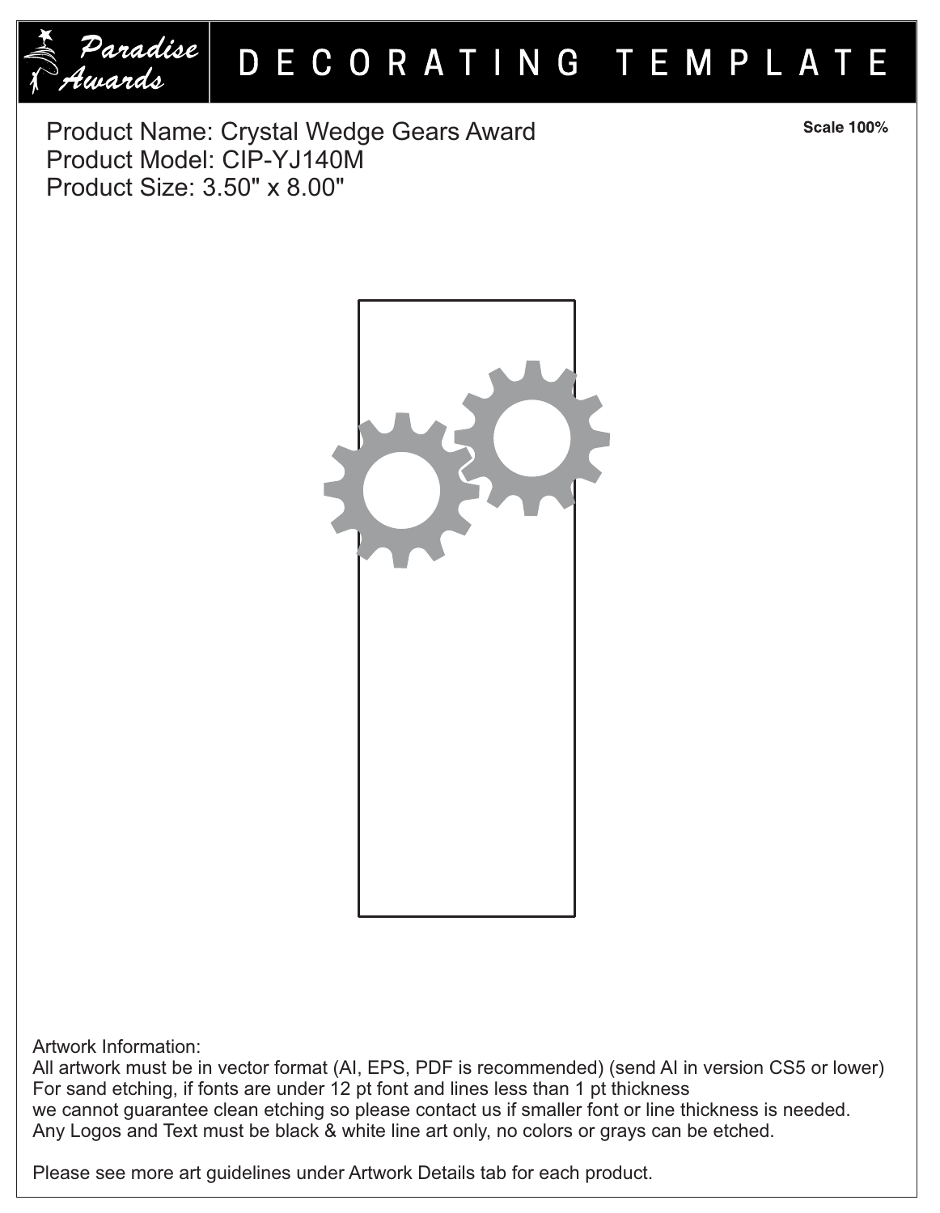Paradise Awards

# DECORATING TEMPLATE

Product Name: Crystal Wedge Gears Award
Product Model: CIP-YJ140M
Product Size: 3.50" x 8.00"

**Scale 100%**

Artwork Information:
All artwork must be in vector format (AI, EPS, PDF is recommended) (send AI in version CS5 or lower)
For sand etching, if fonts are under 12 pt font and lines less than 1 pt thickness
we cannot guarantee clean etching so please contact us if smaller font or line thickness is needed.
Any Logos and Text must be black & white line art only, no colors or grays can be etched.

Please see more art guidelines under Artwork Details tab for each product.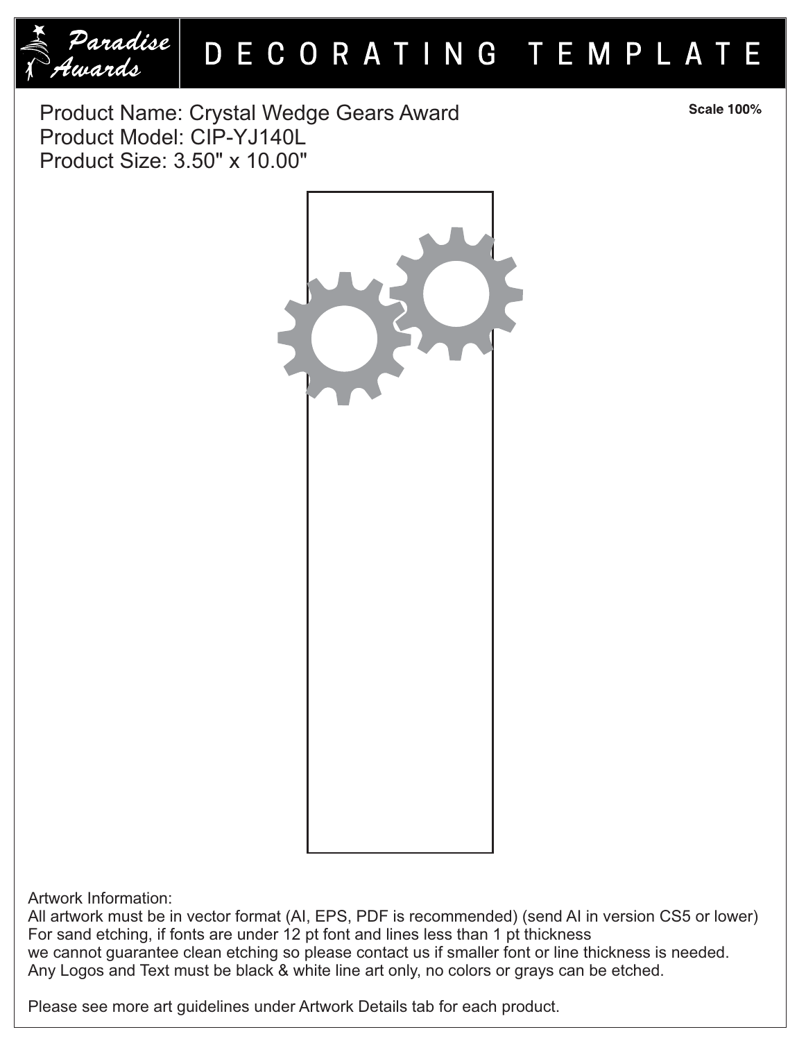Paradise Awards

# DECORATING TEMPLATE

Product Name: Crystal Wedge Gears Award
Product Model: CIP-YJ140L
Product Size: 3.50" x 10.00"

**Scale 100%**

Artwork Information:
All artwork must be in vector format (AI, EPS, PDF is recommended) (send AI in version CS5 or lower)
For sand etching, if fonts are under 12 pt font and lines less than 1 pt thickness
we cannot guarantee clean etching so please contact us if smaller font or line thickness is needed.
Any Logos and Text must be black & white line art only, no colors or grays can be etched.

Please see more art guidelines under Artwork Details tab for each product.